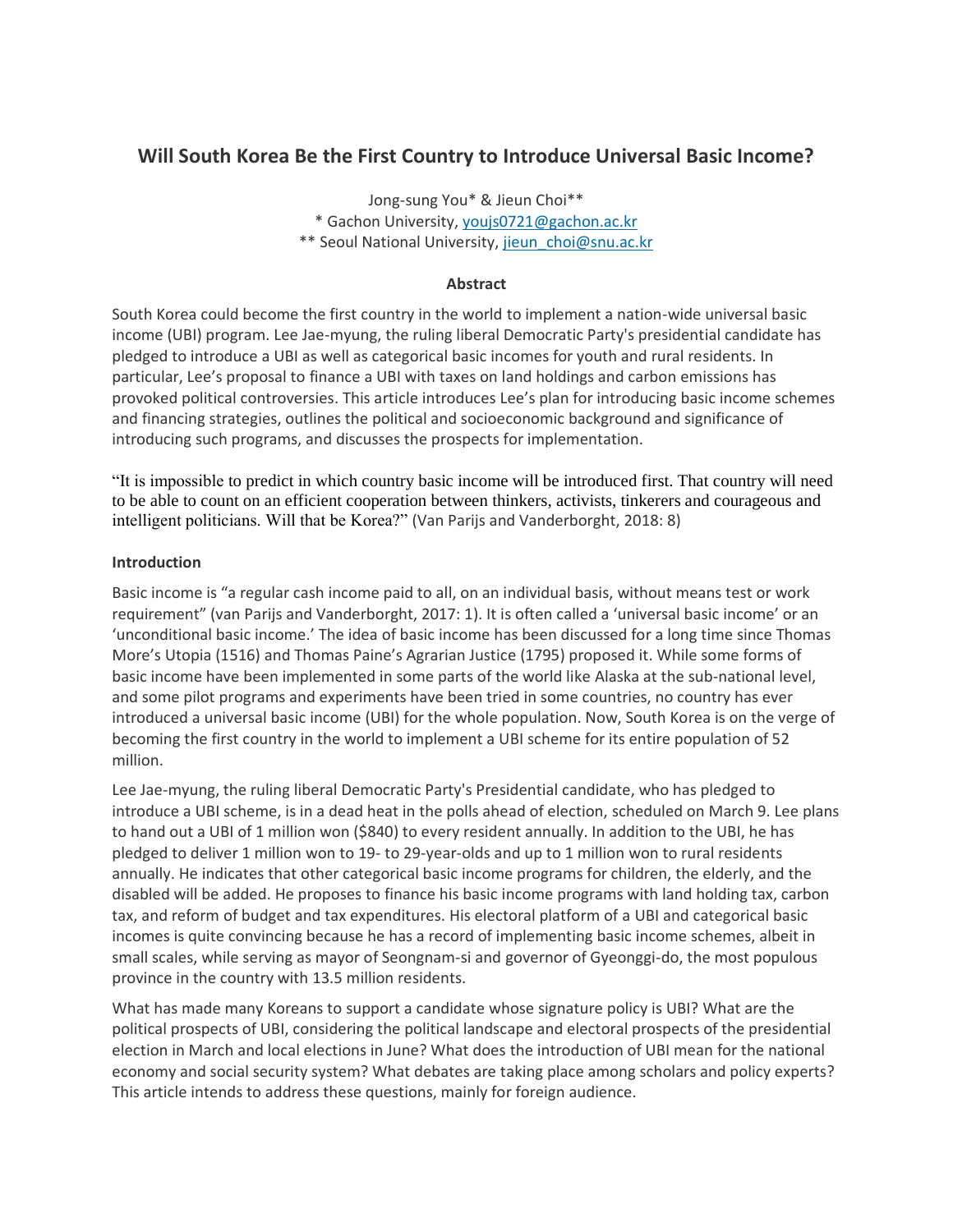# Will South Korea Be the First Country to Introduce Universal Basic Income?

Jong-sung You* & Jieun Choi**

* Gachon University, youjs0721@gachon.ac.kr

** Seoul National University, jieun_choi@snu.ac.kr

### Abstract

South Korea could become the first country in the world to implement a nation-wide universal basic income (UBI) program. Lee Jae-myung, the ruling liberal Democratic Party's presidential candidate has pledged to introduce a UBI as well as categorical basic incomes for youth and rural residents. In particular, Lee's proposal to finance a UBI with taxes on land holdings and carbon emissions has provoked political controversies. This article introduces Lee's plan for introducing basic income schemes and financing strategies, outlines the political and socioeconomic background and significance of introducing such programs, and discusses the prospects for implementation.

"It is impossible to predict in which country basic income will be introduced first. That country will need to be able to count on an efficient cooperation between thinkers, activists, tinkerers and courageous and intelligent politicians. Will that be Korea?" (Van Parijs and Vanderborght, 2018: 8)

### Introduction

Basic income is "a regular cash income paid to all, on an individual basis, without means test or work requirement" (van Parijs and Vanderborght, 2017: 1). It is often called a 'universal basic income' or an 'unconditional basic income.' The idea of basic income has been discussed for a long time since Thomas More's Utopia (1516) and Thomas Paine's Agrarian Justice (1795) proposed it. While some forms of basic income have been implemented in some parts of the world like Alaska at the sub-national level, and some pilot programs and experiments have been tried in some countries, no country has ever introduced a universal basic income (UBI) for the whole population. Now, South Korea is on the verge of becoming the first country in the world to implement a UBI scheme for its entire population of 52 million.

Lee Jae-myung, the ruling liberal Democratic Party's Presidential candidate, who has pledged to introduce a UBI scheme, is in a dead heat in the polls ahead of election, scheduled on March 9. Lee plans to hand out a UBI of 1 million won ($840) to every resident annually. In addition to the UBI, he has pledged to deliver 1 million won to 19- to 29-year-olds and up to 1 million won to rural residents annually. He indicates that other categorical basic income programs for children, the elderly, and the disabled will be added. He proposes to finance his basic income programs with land holding tax, carbon tax, and reform of budget and tax expenditures. His electoral platform of a UBI and categorical basic incomes is quite convincing because he has a record of implementing basic income schemes, albeit in small scales, while serving as mayor of Seongnam-si and governor of Gyeonggi-do, the most populous province in the country with 13.5 million residents.

What has made many Koreans to support a candidate whose signature policy is UBI? What are the political prospects of UBI, considering the political landscape and electoral prospects of the presidential election in March and local elections in June? What does the introduction of UBI mean for the national economy and social security system? What debates are taking place among scholars and policy experts? This article intends to address these questions, mainly for foreign audience.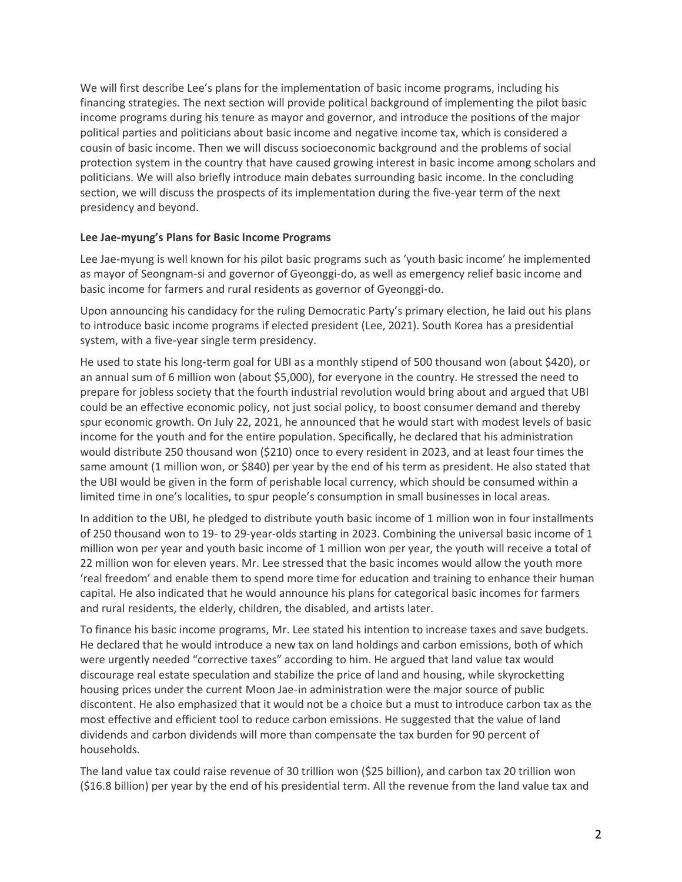We will first describe Lee's plans for the implementation of basic income programs, including his financing strategies. The next section will provide political background of implementing the pilot basic income programs during his tenure as mayor and governor, and introduce the positions of the major political parties and politicians about basic income and negative income tax, which is considered a cousin of basic income. Then we will discuss socioeconomic background and the problems of social protection system in the country that have caused growing interest in basic income among scholars and politicians. We will also briefly introduce main debates surrounding basic income. In the concluding section, we will discuss the prospects of its implementation during the five-year term of the next presidency and beyond.

**Lee Jae-myung's Plans for Basic Income Programs**

Lee Jae-myung is well known for his pilot basic programs such as 'youth basic income' he implemented as mayor of Seongnam-si and governor of Gyeonggi-do, as well as emergency relief basic income and basic income for farmers and rural residents as governor of Gyeonggi-do.

Upon announcing his candidacy for the ruling Democratic Party's primary election, he laid out his plans to introduce basic income programs if elected president (Lee, 2021). South Korea has a presidential system, with a five-year single term presidency.

He used to state his long-term goal for UBI as a monthly stipend of 500 thousand won (about $420), or an annual sum of 6 million won (about $5,000), for everyone in the country. He stressed the need to prepare for jobless society that the fourth industrial revolution would bring about and argued that UBI could be an effective economic policy, not just social policy, to boost consumer demand and thereby spur economic growth. On July 22, 2021, he announced that he would start with modest levels of basic income for the youth and for the entire population. Specifically, he declared that his administration would distribute 250 thousand won ($210) once to every resident in 2023, and at least four times the same amount (1 million won, or $840) per year by the end of his term as president. He also stated that the UBI would be given in the form of perishable local currency, which should be consumed within a limited time in one's localities, to spur people's consumption in small businesses in local areas.

In addition to the UBI, he pledged to distribute youth basic income of 1 million won in four installments of 250 thousand won to 19- to 29-year-olds starting in 2023. Combining the universal basic income of 1 million won per year and youth basic income of 1 million won per year, the youth will receive a total of 22 million won for eleven years. Mr. Lee stressed that the basic incomes would allow the youth more 'real freedom' and enable them to spend more time for education and training to enhance their human capital. He also indicated that he would announce his plans for categorical basic incomes for farmers and rural residents, the elderly, children, the disabled, and artists later.

To finance his basic income programs, Mr. Lee stated his intention to increase taxes and save budgets. He declared that he would introduce a new tax on land holdings and carbon emissions, both of which were urgently needed "corrective taxes" according to him. He argued that land value tax would discourage real estate speculation and stabilize the price of land and housing, while skyrocketting housing prices under the current Moon Jae-in administration were the major source of public discontent. He also emphasized that it would not be a choice but a must to introduce carbon tax as the most effective and efficient tool to reduce carbon emissions. He suggested that the value of land dividends and carbon dividends will more than compensate the tax burden for 90 percent of households.

The land value tax could raise revenue of 30 trillion won ($25 billion), and carbon tax 20 trillion won ($16.8 billion) per year by the end of his presidential term. All the revenue from the land value tax and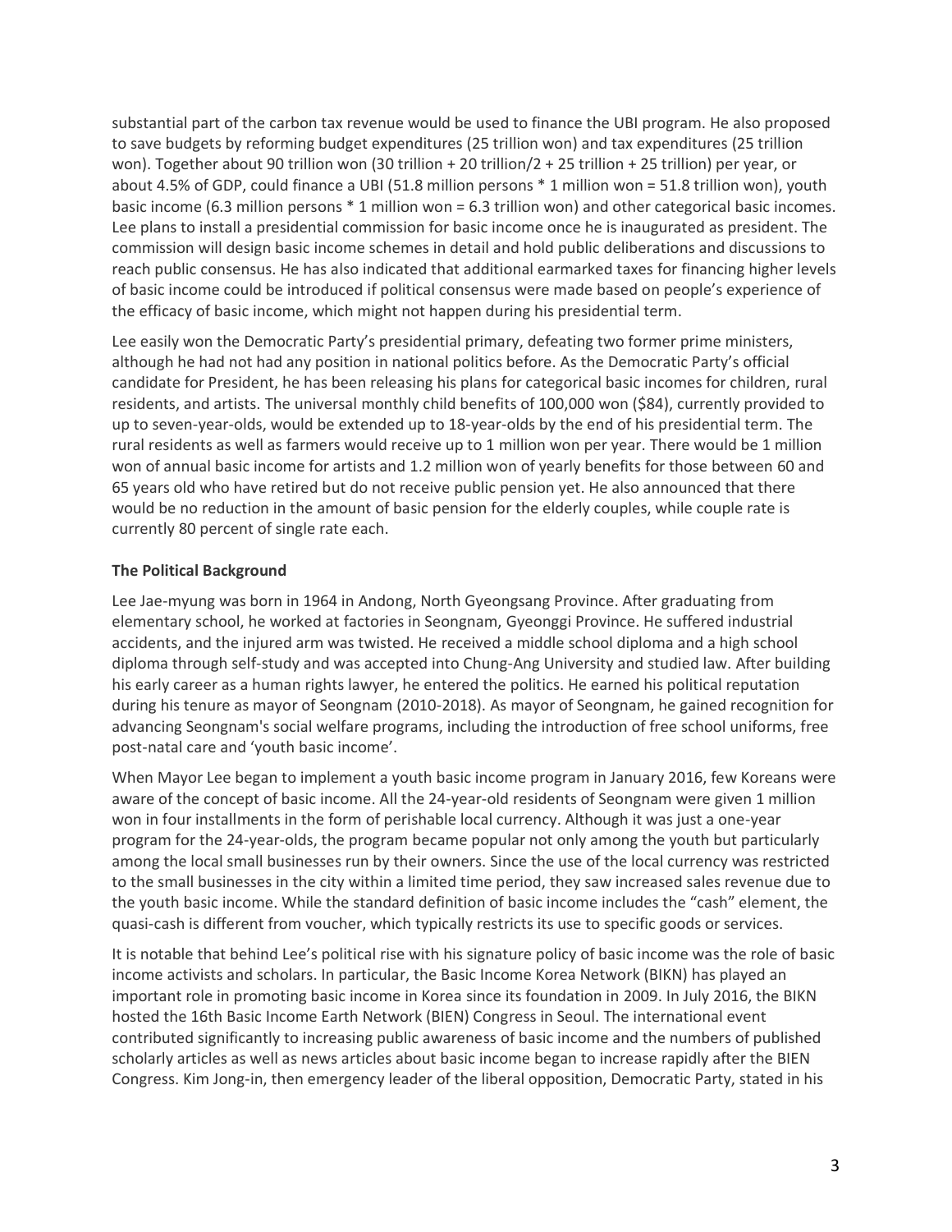substantial part of the carbon tax revenue would be used to finance the UBI program. He also proposed to save budgets by reforming budget expenditures (25 trillion won) and tax expenditures (25 trillion won). Together about 90 trillion won (30 trillion + 20 trillion/2 + 25 trillion + 25 trillion) per year, or about 4.5% of GDP, could finance a UBI (51.8 million persons * 1 million won = 51.8 trillion won), youth basic income (6.3 million persons * 1 million won = 6.3 trillion won) and other categorical basic incomes. Lee plans to install a presidential commission for basic income once he is inaugurated as president. The commission will design basic income schemes in detail and hold public deliberations and discussions to reach public consensus. He has also indicated that additional earmarked taxes for financing higher levels of basic income could be introduced if political consensus were made based on people's experience of the efficacy of basic income, which might not happen during his presidential term.

Lee easily won the Democratic Party's presidential primary, defeating two former prime ministers, although he had not had any position in national politics before. As the Democratic Party's official candidate for President, he has been releasing his plans for categorical basic incomes for children, rural residents, and artists. The universal monthly child benefits of 100,000 won ($84), currently provided to up to seven-year-olds, would be extended up to 18-year-olds by the end of his presidential term. The rural residents as well as farmers would receive up to 1 million won per year. There would be 1 million won of annual basic income for artists and 1.2 million won of yearly benefits for those between 60 and 65 years old who have retired but do not receive public pension yet. He also announced that there would be no reduction in the amount of basic pension for the elderly couples, while couple rate is currently 80 percent of single rate each.

### The Political Background

Lee Jae-myung was born in 1964 in Andong, North Gyeongsang Province. After graduating from elementary school, he worked at factories in Seongnam, Gyeonggi Province. He suffered industrial accidents, and the injured arm was twisted. He received a middle school diploma and a high school diploma through self-study and was accepted into Chung-Ang University and studied law. After building his early career as a human rights lawyer, he entered the politics. He earned his political reputation during his tenure as mayor of Seongnam (2010-2018). As mayor of Seongnam, he gained recognition for advancing Seongnam's social welfare programs, including the introduction of free school uniforms, free post-natal care and 'youth basic income'.

When Mayor Lee began to implement a youth basic income program in January 2016, few Koreans were aware of the concept of basic income. All the 24-year-old residents of Seongnam were given 1 million won in four installments in the form of perishable local currency. Although it was just a one-year program for the 24-year-olds, the program became popular not only among the youth but particularly among the local small businesses run by their owners. Since the use of the local currency was restricted to the small businesses in the city within a limited time period, they saw increased sales revenue due to the youth basic income. While the standard definition of basic income includes the "cash" element, the quasi-cash is different from voucher, which typically restricts its use to specific goods or services.

It is notable that behind Lee's political rise with his signature policy of basic income was the role of basic income activists and scholars. In particular, the Basic Income Korea Network (BIKN) has played an important role in promoting basic income in Korea since its foundation in 2009. In July 2016, the BIKN hosted the 16th Basic Income Earth Network (BIEN) Congress in Seoul. The international event contributed significantly to increasing public awareness of basic income and the numbers of published scholarly articles as well as news articles about basic income began to increase rapidly after the BIEN Congress. Kim Jong-in, then emergency leader of the liberal opposition, Democratic Party, stated in his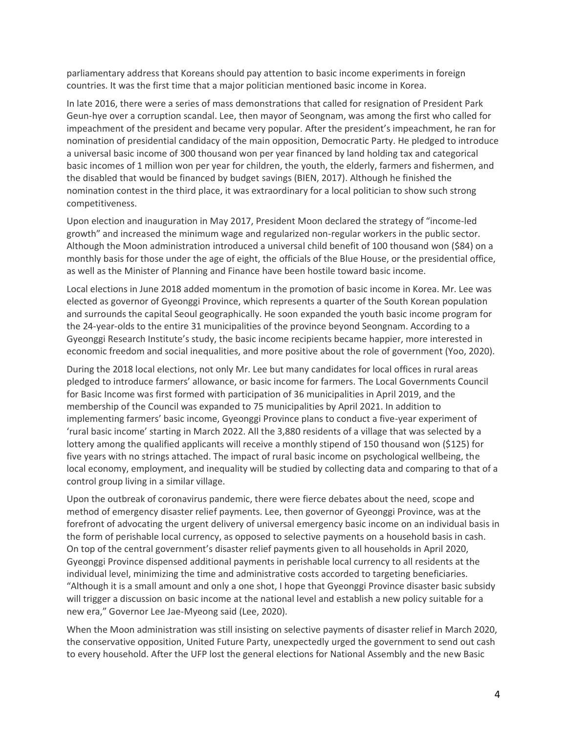parliamentary address that Koreans should pay attention to basic income experiments in foreign countries. It was the first time that a major politician mentioned basic income in Korea.

In late 2016, there were a series of mass demonstrations that called for resignation of President Park Geun-hye over a corruption scandal. Lee, then mayor of Seongnam, was among the first who called for impeachment of the president and became very popular. After the president's impeachment, he ran for nomination of presidential candidacy of the main opposition, Democratic Party. He pledged to introduce a universal basic income of 300 thousand won per year financed by land holding tax and categorical basic incomes of 1 million won per year for children, the youth, the elderly, farmers and fishermen, and the disabled that would be financed by budget savings (BIEN, 2017). Although he finished the nomination contest in the third place, it was extraordinary for a local politician to show such strong competitiveness.

Upon election and inauguration in May 2017, President Moon declared the strategy of "income-led growth" and increased the minimum wage and regularized non-regular workers in the public sector. Although the Moon administration introduced a universal child benefit of 100 thousand won ($84) on a monthly basis for those under the age of eight, the officials of the Blue House, or the presidential office, as well as the Minister of Planning and Finance have been hostile toward basic income.

Local elections in June 2018 added momentum in the promotion of basic income in Korea. Mr. Lee was elected as governor of Gyeonggi Province, which represents a quarter of the South Korean population and surrounds the capital Seoul geographically. He soon expanded the youth basic income program for the 24-year-olds to the entire 31 municipalities of the province beyond Seongnam. According to a Gyeonggi Research Institute's study, the basic income recipients became happier, more interested in economic freedom and social inequalities, and more positive about the role of government (Yoo, 2020).

During the 2018 local elections, not only Mr. Lee but many candidates for local offices in rural areas pledged to introduce farmers' allowance, or basic income for farmers. The Local Governments Council for Basic Income was first formed with participation of 36 municipalities in April 2019, and the membership of the Council was expanded to 75 municipalities by April 2021. In addition to implementing farmers' basic income, Gyeonggi Province plans to conduct a five-year experiment of 'rural basic income' starting in March 2022. All the 3,880 residents of a village that was selected by a lottery among the qualified applicants will receive a monthly stipend of 150 thousand won ($125) for five years with no strings attached. The impact of rural basic income on psychological wellbeing, the local economy, employment, and inequality will be studied by collecting data and comparing to that of a control group living in a similar village.

Upon the outbreak of coronavirus pandemic, there were fierce debates about the need, scope and method of emergency disaster relief payments. Lee, then governor of Gyeonggi Province, was at the forefront of advocating the urgent delivery of universal emergency basic income on an individual basis in the form of perishable local currency, as opposed to selective payments on a household basis in cash. On top of the central government's disaster relief payments given to all households in April 2020, Gyeonggi Province dispensed additional payments in perishable local currency to all residents at the individual level, minimizing the time and administrative costs accorded to targeting beneficiaries. "Although it is a small amount and only a one shot, I hope that Gyeonggi Province disaster basic subsidy will trigger a discussion on basic income at the national level and establish a new policy suitable for a new era," Governor Lee Jae-Myeong said (Lee, 2020).

When the Moon administration was still insisting on selective payments of disaster relief in March 2020, the conservative opposition, United Future Party, unexpectedly urged the government to send out cash to every household. After the UFP lost the general elections for National Assembly and the new Basic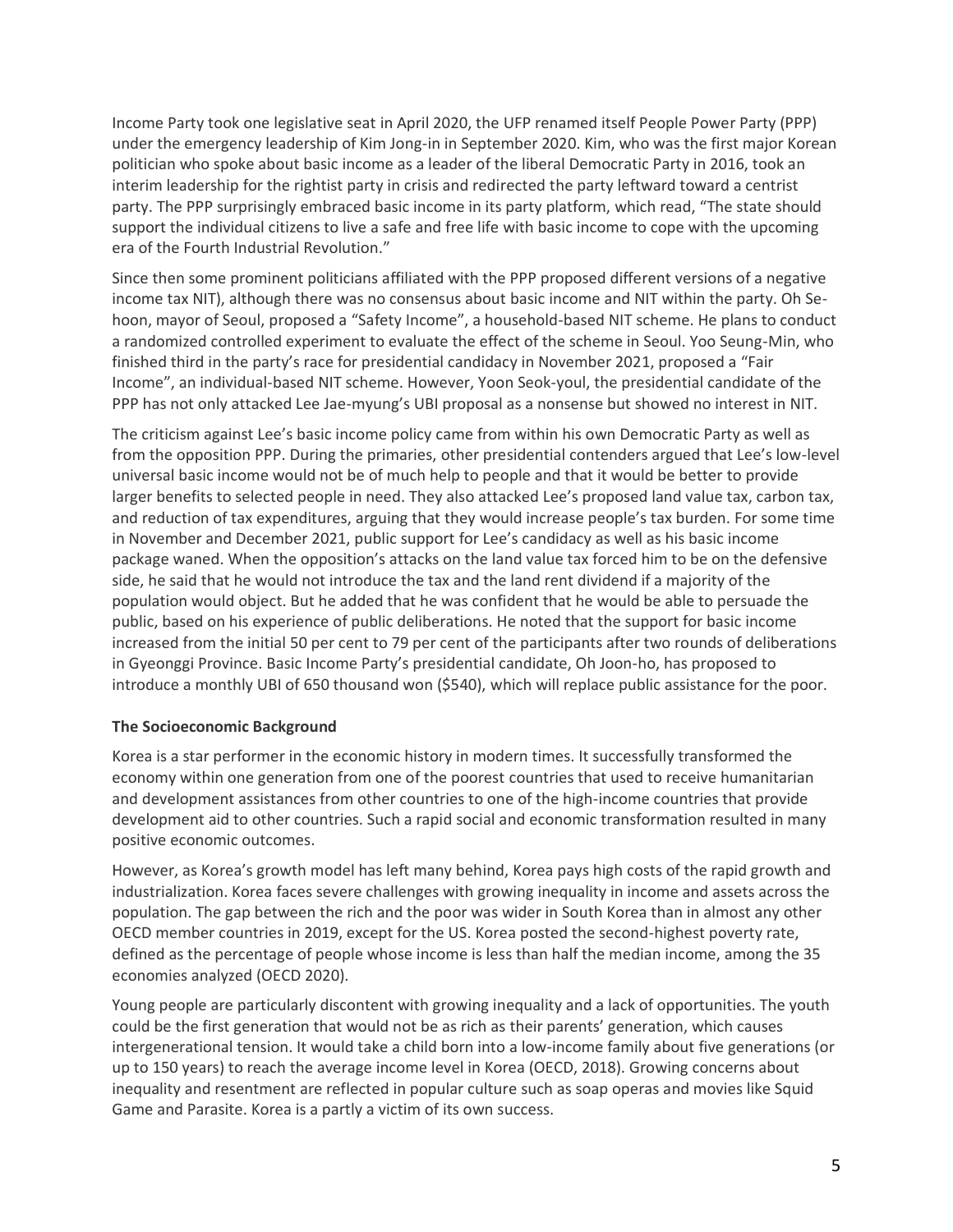Income Party took one legislative seat in April 2020, the UFP renamed itself People Power Party (PPP) under the emergency leadership of Kim Jong-in in September 2020. Kim, who was the first major Korean politician who spoke about basic income as a leader of the liberal Democratic Party in 2016, took an interim leadership for the rightist party in crisis and redirected the party leftward toward a centrist party. The PPP surprisingly embraced basic income in its party platform, which read, "The state should support the individual citizens to live a safe and free life with basic income to cope with the upcoming era of the Fourth Industrial Revolution."

Since then some prominent politicians affiliated with the PPP proposed different versions of a negative income tax NIT), although there was no consensus about basic income and NIT within the party. Oh Se-hoon, mayor of Seoul, proposed a "Safety Income", a household-based NIT scheme. He plans to conduct a randomized controlled experiment to evaluate the effect of the scheme in Seoul. Yoo Seung-Min, who finished third in the party's race for presidential candidacy in November 2021, proposed a "Fair Income", an individual-based NIT scheme. However, Yoon Seok-youl, the presidential candidate of the PPP has not only attacked Lee Jae-myung's UBI proposal as a nonsense but showed no interest in NIT.

The criticism against Lee's basic income policy came from within his own Democratic Party as well as from the opposition PPP. During the primaries, other presidential contenders argued that Lee's low-level universal basic income would not be of much help to people and that it would be better to provide larger benefits to selected people in need. They also attacked Lee's proposed land value tax, carbon tax, and reduction of tax expenditures, arguing that they would increase people's tax burden. For some time in November and December 2021, public support for Lee's candidacy as well as his basic income package waned. When the opposition's attacks on the land value tax forced him to be on the defensive side, he said that he would not introduce the tax and the land rent dividend if a majority of the population would object. But he added that he was confident that he would be able to persuade the public, based on his experience of public deliberations. He noted that the support for basic income increased from the initial 50 per cent to 79 per cent of the participants after two rounds of deliberations in Gyeonggi Province. Basic Income Party's presidential candidate, Oh Joon-ho, has proposed to introduce a monthly UBI of 650 thousand won ($540), which will replace public assistance for the poor.

### The Socioeconomic Background

Korea is a star performer in the economic history in modern times. It successfully transformed the economy within one generation from one of the poorest countries that used to receive humanitarian and development assistances from other countries to one of the high-income countries that provide development aid to other countries. Such a rapid social and economic transformation resulted in many positive economic outcomes.

However, as Korea's growth model has left many behind, Korea pays high costs of the rapid growth and industrialization. Korea faces severe challenges with growing inequality in income and assets across the population. The gap between the rich and the poor was wider in South Korea than in almost any other OECD member countries in 2019, except for the US. Korea posted the second-highest poverty rate, defined as the percentage of people whose income is less than half the median income, among the 35 economies analyzed (OECD 2020).

Young people are particularly discontent with growing inequality and a lack of opportunities. The youth could be the first generation that would not be as rich as their parents' generation, which causes intergenerational tension. It would take a child born into a low-income family about five generations (or up to 150 years) to reach the average income level in Korea (OECD, 2018). Growing concerns about inequality and resentment are reflected in popular culture such as soap operas and movies like Squid Game and Parasite. Korea is a partly a victim of its own success.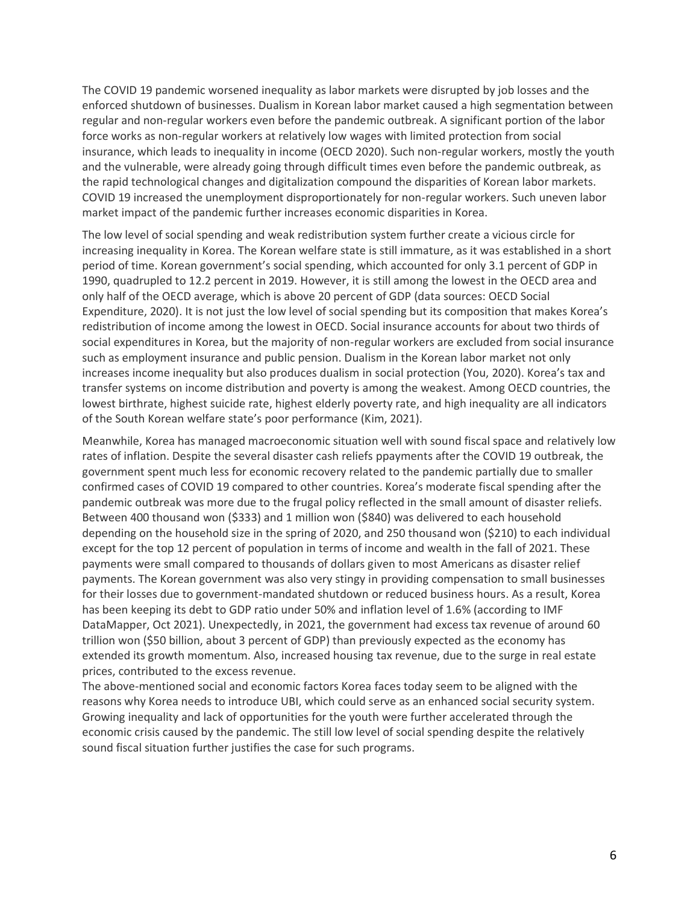The COVID 19 pandemic worsened inequality as labor markets were disrupted by job losses and the enforced shutdown of businesses. Dualism in Korean labor market caused a high segmentation between regular and non-regular workers even before the pandemic outbreak. A significant portion of the labor force works as non-regular workers at relatively low wages with limited protection from social insurance, which leads to inequality in income (OECD 2020). Such non-regular workers, mostly the youth and the vulnerable, were already going through difficult times even before the pandemic outbreak, as the rapid technological changes and digitalization compound the disparities of Korean labor markets. COVID 19 increased the unemployment disproportionately for non-regular workers. Such uneven labor market impact of the pandemic further increases economic disparities in Korea.

The low level of social spending and weak redistribution system further create a vicious circle for increasing inequality in Korea. The Korean welfare state is still immature, as it was established in a short period of time. Korean government's social spending, which accounted for only 3.1 percent of GDP in 1990, quadrupled to 12.2 percent in 2019. However, it is still among the lowest in the OECD area and only half of the OECD average, which is above 20 percent of GDP (data sources: OECD Social Expenditure, 2020). It is not just the low level of social spending but its composition that makes Korea's redistribution of income among the lowest in OECD. Social insurance accounts for about two thirds of social expenditures in Korea, but the majority of non-regular workers are excluded from social insurance such as employment insurance and public pension. Dualism in the Korean labor market not only increases income inequality but also produces dualism in social protection (You, 2020). Korea's tax and transfer systems on income distribution and poverty is among the weakest. Among OECD countries, the lowest birthrate, highest suicide rate, highest elderly poverty rate, and high inequality are all indicators of the South Korean welfare state's poor performance (Kim, 2021).

Meanwhile, Korea has managed macroeconomic situation well with sound fiscal space and relatively low rates of inflation. Despite the several disaster cash reliefs ppayments after the COVID 19 outbreak, the government spent much less for economic recovery related to the pandemic partially due to smaller confirmed cases of COVID 19 compared to other countries. Korea's moderate fiscal spending after the pandemic outbreak was more due to the frugal policy reflected in the small amount of disaster reliefs. Between 400 thousand won ($333) and 1 million won ($840) was delivered to each household depending on the household size in the spring of 2020, and 250 thousand won ($210) to each individual except for the top 12 percent of population in terms of income and wealth in the fall of 2021. These payments were small compared to thousands of dollars given to most Americans as disaster relief payments. The Korean government was also very stingy in providing compensation to small businesses for their losses due to government-mandated shutdown or reduced business hours. As a result, Korea has been keeping its debt to GDP ratio under 50% and inflation level of 1.6% (according to IMF DataMapper, Oct 2021). Unexpectedly, in 2021, the government had excess tax revenue of around 60 trillion won ($50 billion, about 3 percent of GDP) than previously expected as the economy has extended its growth momentum. Also, increased housing tax revenue, due to the surge in real estate prices, contributed to the excess revenue.

The above-mentioned social and economic factors Korea faces today seem to be aligned with the reasons why Korea needs to introduce UBI, which could serve as an enhanced social security system. Growing inequality and lack of opportunities for the youth were further accelerated through the economic crisis caused by the pandemic. The still low level of social spending despite the relatively sound fiscal situation further justifies the case for such programs.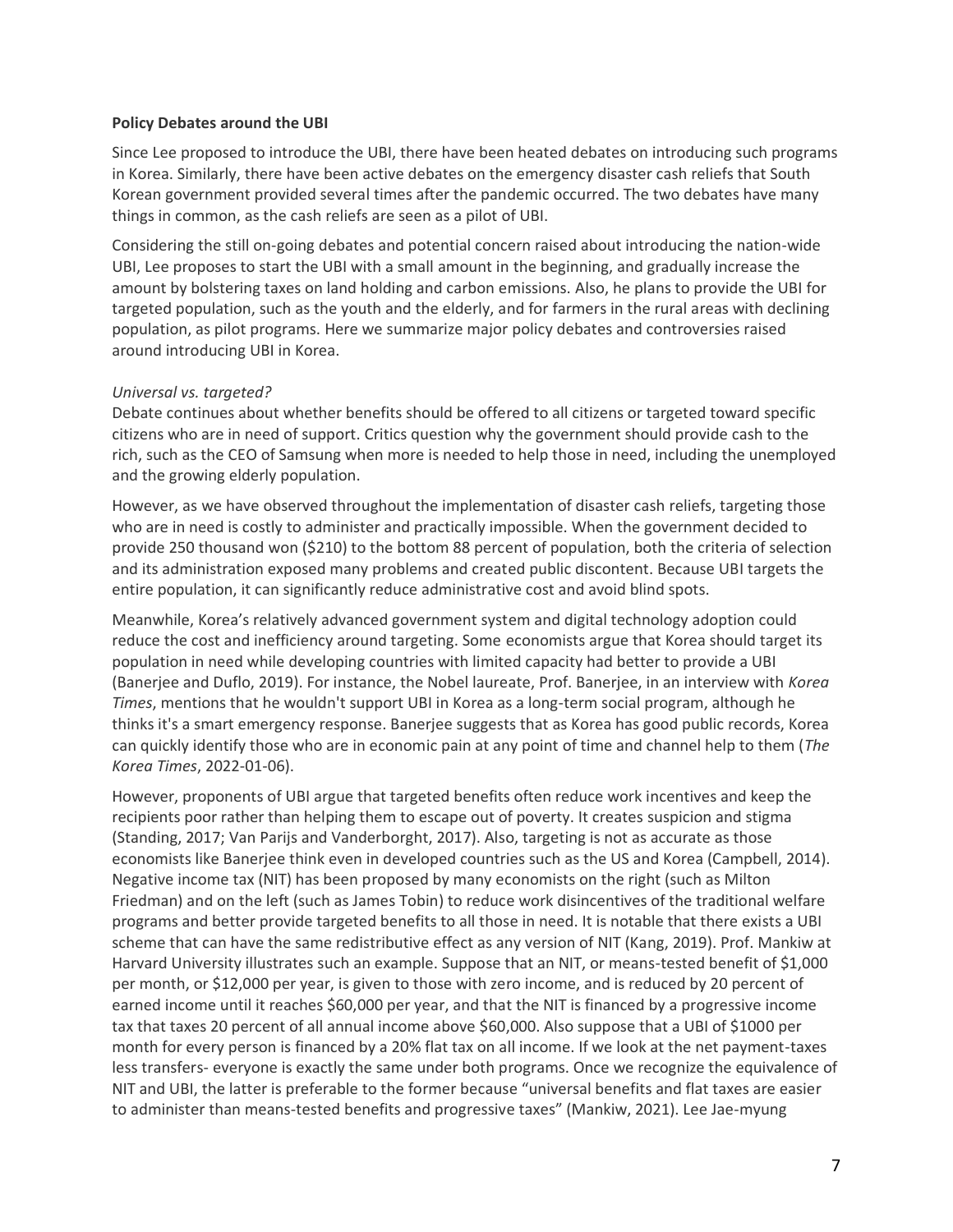**Policy Debates around the UBI**

Since Lee proposed to introduce the UBI, there have been heated debates on introducing such programs in Korea. Similarly, there have been active debates on the emergency disaster cash reliefs that South Korean government provided several times after the pandemic occurred. The two debates have many things in common, as the cash reliefs are seen as a pilot of UBI.

Considering the still on-going debates and potential concern raised about introducing the nation-wide UBI, Lee proposes to start the UBI with a small amount in the beginning, and gradually increase the amount by bolstering taxes on land holding and carbon emissions. Also, he plans to provide the UBI for targeted population, such as the youth and the elderly, and for farmers in the rural areas with declining population, as pilot programs. Here we summarize major policy debates and controversies raised around introducing UBI in Korea.

*Universal vs. targeted?*

Debate continues about whether benefits should be offered to all citizens or targeted toward specific citizens who are in need of support. Critics question why the government should provide cash to the rich, such as the CEO of Samsung when more is needed to help those in need, including the unemployed and the growing elderly population.

However, as we have observed throughout the implementation of disaster cash reliefs, targeting those who are in need is costly to administer and practically impossible. When the government decided to provide 250 thousand won ($210) to the bottom 88 percent of population, both the criteria of selection and its administration exposed many problems and created public discontent. Because UBI targets the entire population, it can significantly reduce administrative cost and avoid blind spots.

Meanwhile, Korea's relatively advanced government system and digital technology adoption could reduce the cost and inefficiency around targeting. Some economists argue that Korea should target its population in need while developing countries with limited capacity had better to provide a UBI (Banerjee and Duflo, 2019). For instance, the Nobel laureate, Prof. Banerjee, in an interview with *Korea Times*, mentions that he wouldn't support UBI in Korea as a long-term social program, although he thinks it's a smart emergency response. Banerjee suggests that as Korea has good public records, Korea can quickly identify those who are in economic pain at any point of time and channel help to them (*The Korea Times*, 2022-01-06).

However, proponents of UBI argue that targeted benefits often reduce work incentives and keep the recipients poor rather than helping them to escape out of poverty. It creates suspicion and stigma (Standing, 2017; Van Parijs and Vanderborght, 2017). Also, targeting is not as accurate as those economists like Banerjee think even in developed countries such as the US and Korea (Campbell, 2014). Negative income tax (NIT) has been proposed by many economists on the right (such as Milton Friedman) and on the left (such as James Tobin) to reduce work disincentives of the traditional welfare programs and better provide targeted benefits to all those in need. It is notable that there exists a UBI scheme that can have the same redistributive effect as any version of NIT (Kang, 2019). Prof. Mankiw at Harvard University illustrates such an example. Suppose that an NIT, or means-tested benefit of $1,000 per month, or $12,000 per year, is given to those with zero income, and is reduced by 20 percent of earned income until it reaches $60,000 per year, and that the NIT is financed by a progressive income tax that taxes 20 percent of all annual income above $60,000. Also suppose that a UBI of $1000 per month for every person is financed by a 20% flat tax on all income. If we look at the net payment-taxes less transfers- everyone is exactly the same under both programs. Once we recognize the equivalence of NIT and UBI, the latter is preferable to the former because "universal benefits and flat taxes are easier to administer than means-tested benefits and progressive taxes" (Mankiw, 2021). Lee Jae-myung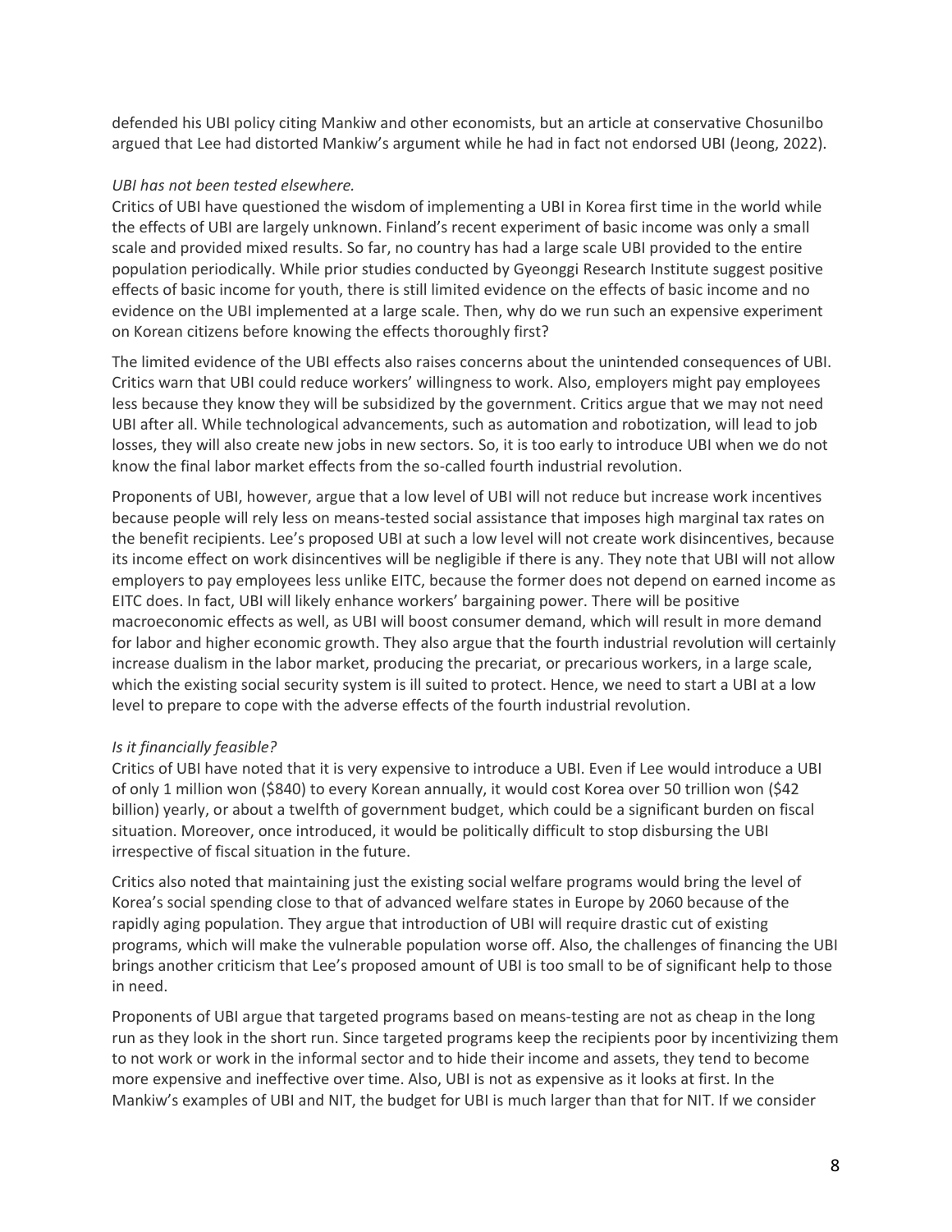defended his UBI policy citing Mankiw and other economists, but an article at conservative Chosunilbo argued that Lee had distorted Mankiw's argument while he had in fact not endorsed UBI (Jeong, 2022).

*UBI has not been tested elsewhere.*

Critics of UBI have questioned the wisdom of implementing a UBI in Korea first time in the world while the effects of UBI are largely unknown. Finland's recent experiment of basic income was only a small scale and provided mixed results. So far, no country has had a large scale UBI provided to the entire population periodically. While prior studies conducted by Gyeonggi Research Institute suggest positive effects of basic income for youth, there is still limited evidence on the effects of basic income and no evidence on the UBI implemented at a large scale. Then, why do we run such an expensive experiment on Korean citizens before knowing the effects thoroughly first?

The limited evidence of the UBI effects also raises concerns about the unintended consequences of UBI. Critics warn that UBI could reduce workers' willingness to work. Also, employers might pay employees less because they know they will be subsidized by the government. Critics argue that we may not need UBI after all. While technological advancements, such as automation and robotization, will lead to job losses, they will also create new jobs in new sectors. So, it is too early to introduce UBI when we do not know the final labor market effects from the so-called fourth industrial revolution.

Proponents of UBI, however, argue that a low level of UBI will not reduce but increase work incentives because people will rely less on means-tested social assistance that imposes high marginal tax rates on the benefit recipients. Lee's proposed UBI at such a low level will not create work disincentives, because its income effect on work disincentives will be negligible if there is any. They note that UBI will not allow employers to pay employees less unlike EITC, because the former does not depend on earned income as EITC does. In fact, UBI will likely enhance workers' bargaining power. There will be positive macroeconomic effects as well, as UBI will boost consumer demand, which will result in more demand for labor and higher economic growth. They also argue that the fourth industrial revolution will certainly increase dualism in the labor market, producing the precariat, or precarious workers, in a large scale, which the existing social security system is ill suited to protect. Hence, we need to start a UBI at a low level to prepare to cope with the adverse effects of the fourth industrial revolution.

*Is it financially feasible?*

Critics of UBI have noted that it is very expensive to introduce a UBI. Even if Lee would introduce a UBI of only 1 million won ($840) to every Korean annually, it would cost Korea over 50 trillion won ($42 billion) yearly, or about a twelfth of government budget, which could be a significant burden on fiscal situation. Moreover, once introduced, it would be politically difficult to stop disbursing the UBI irrespective of fiscal situation in the future.

Critics also noted that maintaining just the existing social welfare programs would bring the level of Korea's social spending close to that of advanced welfare states in Europe by 2060 because of the rapidly aging population. They argue that introduction of UBI will require drastic cut of existing programs, which will make the vulnerable population worse off. Also, the challenges of financing the UBI brings another criticism that Lee's proposed amount of UBI is too small to be of significant help to those in need.

Proponents of UBI argue that targeted programs based on means-testing are not as cheap in the long run as they look in the short run. Since targeted programs keep the recipients poor by incentivizing them to not work or work in the informal sector and to hide their income and assets, they tend to become more expensive and ineffective over time. Also, UBI is not as expensive as it looks at first. In the Mankiw's examples of UBI and NIT, the budget for UBI is much larger than that for NIT. If we consider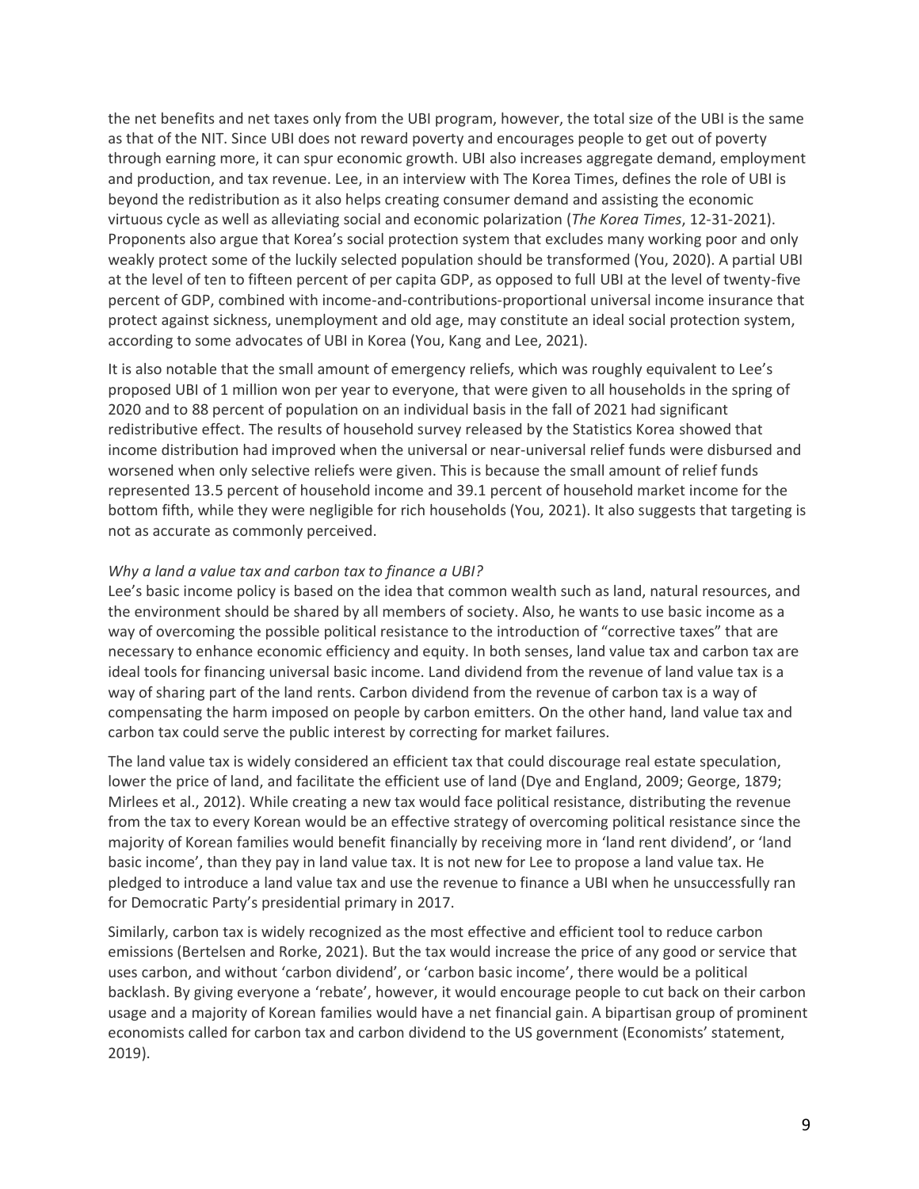the net benefits and net taxes only from the UBI program, however, the total size of the UBI is the same as that of the NIT. Since UBI does not reward poverty and encourages people to get out of poverty through earning more, it can spur economic growth. UBI also increases aggregate demand, employment and production, and tax revenue. Lee, in an interview with The Korea Times, defines the role of UBI is beyond the redistribution as it also helps creating consumer demand and assisting the economic virtuous cycle as well as alleviating social and economic polarization (*The Korea Times*, 12-31-2021). Proponents also argue that Korea's social protection system that excludes many working poor and only weakly protect some of the luckily selected population should be transformed (You, 2020). A partial UBI at the level of ten to fifteen percent of per capita GDP, as opposed to full UBI at the level of twenty-five percent of GDP, combined with income-and-contributions-proportional universal income insurance that protect against sickness, unemployment and old age, may constitute an ideal social protection system, according to some advocates of UBI in Korea (You, Kang and Lee, 2021).

It is also notable that the small amount of emergency reliefs, which was roughly equivalent to Lee's proposed UBI of 1 million won per year to everyone, that were given to all households in the spring of 2020 and to 88 percent of population on an individual basis in the fall of 2021 had significant redistributive effect. The results of household survey released by the Statistics Korea showed that income distribution had improved when the universal or near-universal relief funds were disbursed and worsened when only selective reliefs were given. This is because the small amount of relief funds represented 13.5 percent of household income and 39.1 percent of household market income for the bottom fifth, while they were negligible for rich households (You, 2021). It also suggests that targeting is not as accurate as commonly perceived.

*Why a land a value tax and carbon tax to finance a UBI?*

Lee's basic income policy is based on the idea that common wealth such as land, natural resources, and the environment should be shared by all members of society. Also, he wants to use basic income as a way of overcoming the possible political resistance to the introduction of "corrective taxes" that are necessary to enhance economic efficiency and equity. In both senses, land value tax and carbon tax are ideal tools for financing universal basic income. Land dividend from the revenue of land value tax is a way of sharing part of the land rents. Carbon dividend from the revenue of carbon tax is a way of compensating the harm imposed on people by carbon emitters. On the other hand, land value tax and carbon tax could serve the public interest by correcting for market failures.

The land value tax is widely considered an efficient tax that could discourage real estate speculation, lower the price of land, and facilitate the efficient use of land (Dye and England, 2009; George, 1879; Mirlees et al., 2012). While creating a new tax would face political resistance, distributing the revenue from the tax to every Korean would be an effective strategy of overcoming political resistance since the majority of Korean families would benefit financially by receiving more in 'land rent dividend', or 'land basic income', than they pay in land value tax. It is not new for Lee to propose a land value tax. He pledged to introduce a land value tax and use the revenue to finance a UBI when he unsuccessfully ran for Democratic Party's presidential primary in 2017.

Similarly, carbon tax is widely recognized as the most effective and efficient tool to reduce carbon emissions (Bertelsen and Rorke, 2021). But the tax would increase the price of any good or service that uses carbon, and without 'carbon dividend', or 'carbon basic income', there would be a political backlash. By giving everyone a 'rebate', however, it would encourage people to cut back on their carbon usage and a majority of Korean families would have a net financial gain. A bipartisan group of prominent economists called for carbon tax and carbon dividend to the US government (Economists' statement, 2019).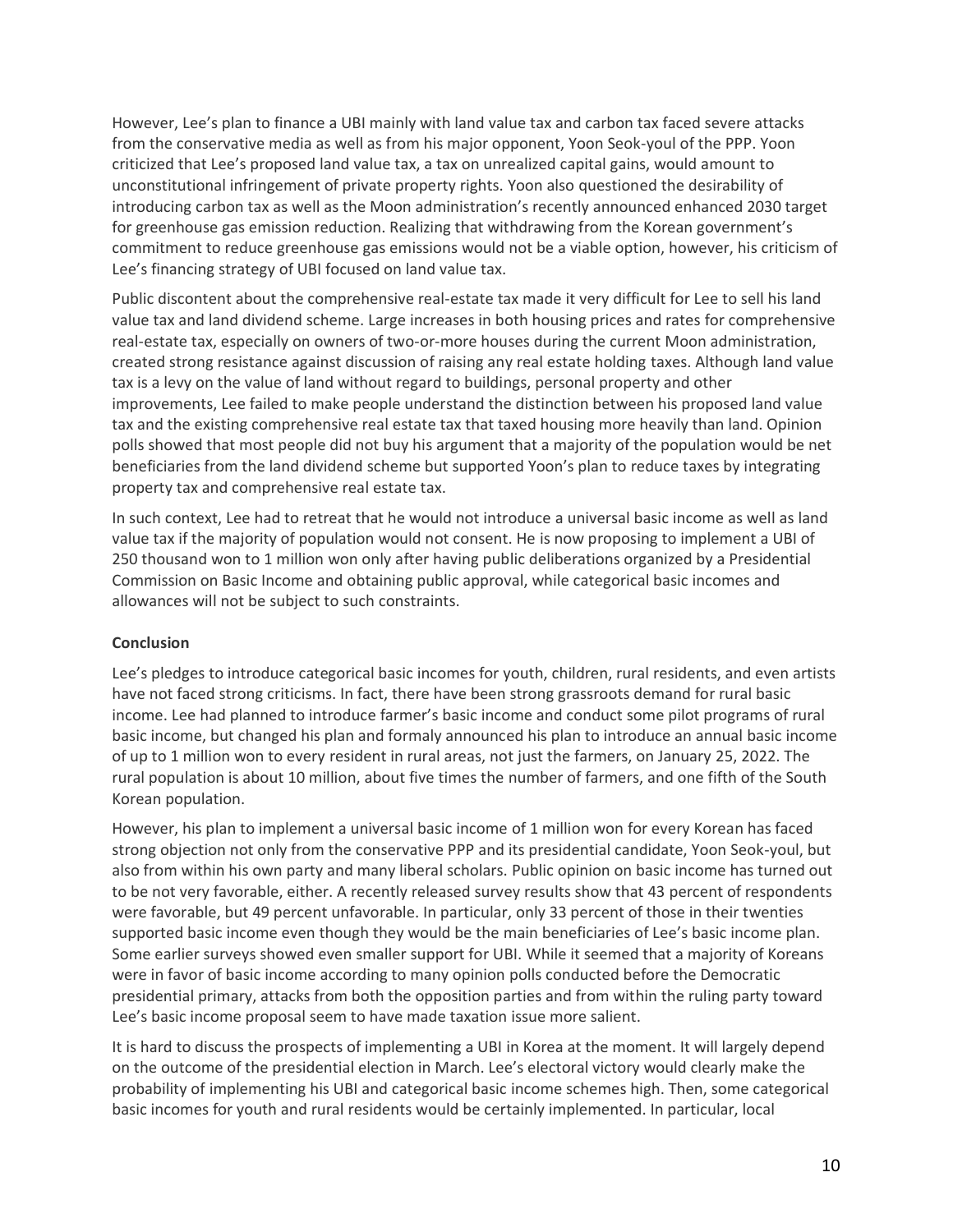However, Lee's plan to finance a UBI mainly with land value tax and carbon tax faced severe attacks from the conservative media as well as from his major opponent, Yoon Seok-youl of the PPP. Yoon criticized that Lee's proposed land value tax, a tax on unrealized capital gains, would amount to unconstitutional infringement of private property rights. Yoon also questioned the desirability of introducing carbon tax as well as the Moon administration's recently announced enhanced 2030 target for greenhouse gas emission reduction. Realizing that withdrawing from the Korean government's commitment to reduce greenhouse gas emissions would not be a viable option, however, his criticism of Lee's financing strategy of UBI focused on land value tax.

Public discontent about the comprehensive real-estate tax made it very difficult for Lee to sell his land value tax and land dividend scheme. Large increases in both housing prices and rates for comprehensive real-estate tax, especially on owners of two-or-more houses during the current Moon administration, created strong resistance against discussion of raising any real estate holding taxes. Although land value tax is a levy on the value of land without regard to buildings, personal property and other improvements, Lee failed to make people understand the distinction between his proposed land value tax and the existing comprehensive real estate tax that taxed housing more heavily than land. Opinion polls showed that most people did not buy his argument that a majority of the population would be net beneficiaries from the land dividend scheme but supported Yoon's plan to reduce taxes by integrating property tax and comprehensive real estate tax.

In such context, Lee had to retreat that he would not introduce a universal basic income as well as land value tax if the majority of population would not consent. He is now proposing to implement a UBI of 250 thousand won to 1 million won only after having public deliberations organized by a Presidential Commission on Basic Income and obtaining public approval, while categorical basic incomes and allowances will not be subject to such constraints.

## Conclusion

Lee's pledges to introduce categorical basic incomes for youth, children, rural residents, and even artists have not faced strong criticisms. In fact, there have been strong grassroots demand for rural basic income. Lee had planned to introduce farmer's basic income and conduct some pilot programs of rural basic income, but changed his plan and formaly announced his plan to introduce an annual basic income of up to 1 million won to every resident in rural areas, not just the farmers, on January 25, 2022. The rural population is about 10 million, about five times the number of farmers, and one fifth of the South Korean population.

However, his plan to implement a universal basic income of 1 million won for every Korean has faced strong objection not only from the conservative PPP and its presidential candidate, Yoon Seok-youl, but also from within his own party and many liberal scholars. Public opinion on basic income has turned out to be not very favorable, either. A recently released survey results show that 43 percent of respondents were favorable, but 49 percent unfavorable. In particular, only 33 percent of those in their twenties supported basic income even though they would be the main beneficiaries of Lee's basic income plan. Some earlier surveys showed even smaller support for UBI. While it seemed that a majority of Koreans were in favor of basic income according to many opinion polls conducted before the Democratic presidential primary, attacks from both the opposition parties and from within the ruling party toward Lee's basic income proposal seem to have made taxation issue more salient.

It is hard to discuss the prospects of implementing a UBI in Korea at the moment. It will largely depend on the outcome of the presidential election in March. Lee's electoral victory would clearly make the probability of implementing his UBI and categorical basic income schemes high. Then, some categorical basic incomes for youth and rural residents would be certainly implemented. In particular, local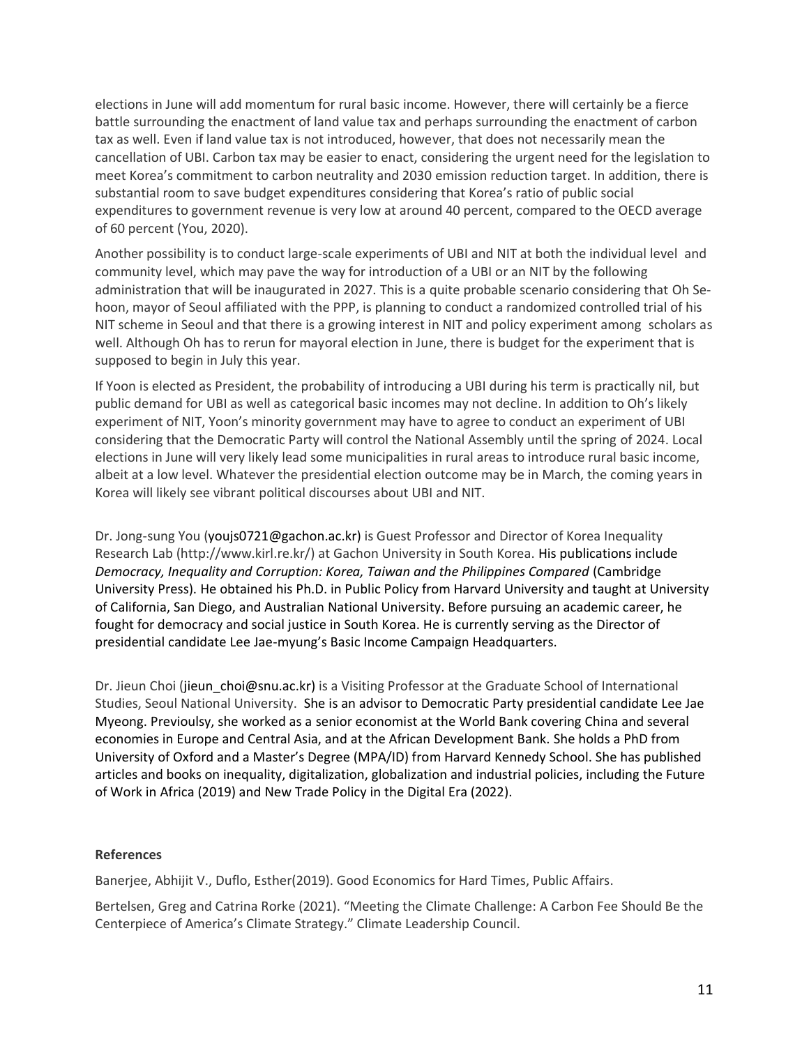elections in June will add momentum for rural basic income. However, there will certainly be a fierce battle surrounding the enactment of land value tax and perhaps surrounding the enactment of carbon tax as well. Even if land value tax is not introduced, however, that does not necessarily mean the cancellation of UBI. Carbon tax may be easier to enact, considering the urgent need for the legislation to meet Korea's commitment to carbon neutrality and 2030 emission reduction target. In addition, there is substantial room to save budget expenditures considering that Korea's ratio of public social expenditures to government revenue is very low at around 40 percent, compared to the OECD average of 60 percent (You, 2020).

Another possibility is to conduct large-scale experiments of UBI and NIT at both the individual level and community level, which may pave the way for introduction of a UBI or an NIT by the following administration that will be inaugurated in 2027. This is a quite probable scenario considering that Oh Se-hoon, mayor of Seoul affiliated with the PPP, is planning to conduct a randomized controlled trial of his NIT scheme in Seoul and that there is a growing interest in NIT and policy experiment among scholars as well. Although Oh has to rerun for mayoral election in June, there is budget for the experiment that is supposed to begin in July this year.

If Yoon is elected as President, the probability of introducing a UBI during his term is practically nil, but public demand for UBI as well as categorical basic incomes may not decline. In addition to Oh's likely experiment of NIT, Yoon's minority government may have to agree to conduct an experiment of UBI considering that the Democratic Party will control the National Assembly until the spring of 2024. Local elections in June will very likely lead some municipalities in rural areas to introduce rural basic income, albeit at a low level. Whatever the presidential election outcome may be in March, the coming years in Korea will likely see vibrant political discourses about UBI and NIT.

Dr. Jong-sung You (youjs0721@gachon.ac.kr) is Guest Professor and Director of Korea Inequality Research Lab (http://www.kirl.re.kr/) at Gachon University in South Korea. His publications include *Democracy, Inequality and Corruption: Korea, Taiwan and the Philippines Compared* (Cambridge University Press). He obtained his Ph.D. in Public Policy from Harvard University and taught at University of California, San Diego, and Australian National University. Before pursuing an academic career, he fought for democracy and social justice in South Korea. He is currently serving as the Director of presidential candidate Lee Jae-myung's Basic Income Campaign Headquarters.

Dr. Jieun Choi (jieun_choi@snu.ac.kr) is a Visiting Professor at the Graduate School of International Studies, Seoul National University. She is an advisor to Democratic Party presidential candidate Lee Jae Myeong. Previoulsy, she worked as a senior economist at the World Bank covering China and several economies in Europe and Central Asia, and at the African Development Bank. She holds a PhD from University of Oxford and a Master's Degree (MPA/ID) from Harvard Kennedy School. She has published articles and books on inequality, digitalization, globalization and industrial policies, including the Future of Work in Africa (2019) and New Trade Policy in the Digital Era (2022).

**References**

Banerjee, Abhijit V., Duflo, Esther(2019). Good Economics for Hard Times, Public Affairs.

Bertelsen, Greg and Catrina Rorke (2021). "Meeting the Climate Challenge: A Carbon Fee Should Be the Centerpiece of America's Climate Strategy." Climate Leadership Council.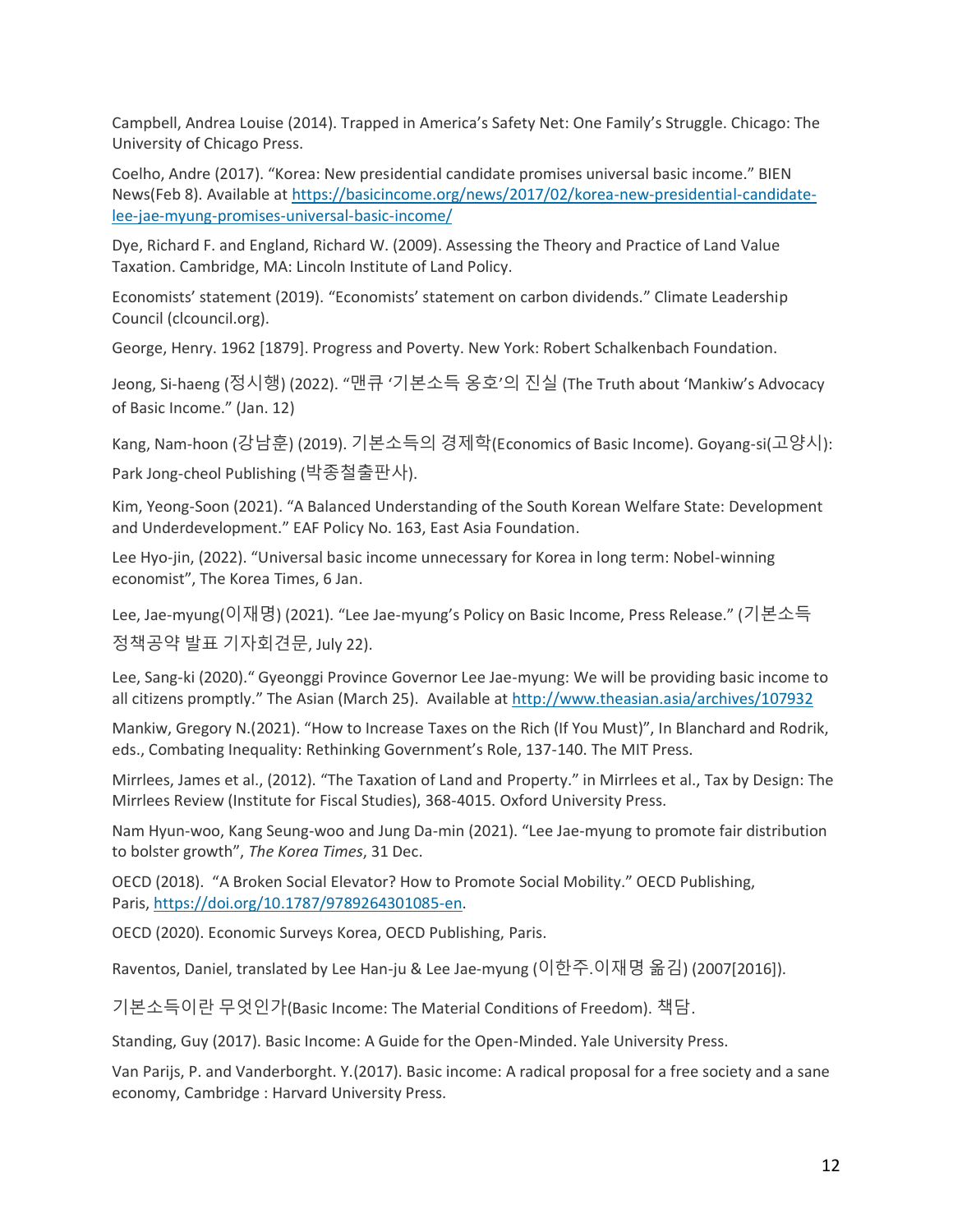Campbell, Andrea Louise (2014). Trapped in America's Safety Net: One Family's Struggle. Chicago: The University of Chicago Press.

Coelho, Andre (2017). "Korea: New presidential candidate promises universal basic income." BIEN News(Feb 8). Available at https://basicincome.org/news/2017/02/korea-new-presidential-candidate-lee-jae-myung-promises-universal-basic-income/

Dye, Richard F. and England, Richard W. (2009). Assessing the Theory and Practice of Land Value Taxation. Cambridge, MA: Lincoln Institute of Land Policy.

Economists' statement (2019). "Economists' statement on carbon dividends." Climate Leadership Council (clcouncil.org).

George, Henry. 1962 [1879]. Progress and Poverty. New York: Robert Schalkenbach Foundation.

Jeong, Si-haeng (정시행) (2022). "맨큐 '기본소득 옹호'의 진실 (The Truth about 'Mankiw's Advocacy of Basic Income." (Jan. 12)

Kang, Nam-hoon (강남훈) (2019). 기본소득의 경제학(Economics of Basic Income). Goyang-si(고양시): Park Jong-cheol Publishing (박종철출판사).

Kim, Yeong-Soon (2021). "A Balanced Understanding of the South Korean Welfare State: Development and Underdevelopment." EAF Policy No. 163, East Asia Foundation.

Lee Hyo-jin, (2022). "Universal basic income unnecessary for Korea in long term: Nobel-winning economist", The Korea Times, 6 Jan.

Lee, Jae-myung(이재명) (2021). "Lee Jae-myung's Policy on Basic Income, Press Release." (기본소득 정책공약 발표 기자회견문, July 22).

Lee, Sang-ki (2020)." Gyeonggi Province Governor Lee Jae-myung: We will be providing basic income to all citizens promptly." The Asian (March 25). Available at http://www.theasian.asia/archives/107932

Mankiw, Gregory N.(2021). "How to Increase Taxes on the Rich (If You Must)", In Blanchard and Rodrik, eds., Combating Inequality: Rethinking Government's Role, 137-140. The MIT Press.

Mirrlees, James et al., (2012). "The Taxation of Land and Property." in Mirrlees et al., Tax by Design: The Mirrlees Review (Institute for Fiscal Studies), 368-4015. Oxford University Press.

Nam Hyun-woo, Kang Seung-woo and Jung Da-min (2021). "Lee Jae-myung to promote fair distribution to bolster growth", *The Korea Times*, 31 Dec.

OECD (2018). "A Broken Social Elevator? How to Promote Social Mobility." OECD Publishing, Paris, https://doi.org/10.1787/9789264301085-en.

OECD (2020). Economic Surveys Korea, OECD Publishing, Paris.

Raventos, Daniel, translated by Lee Han-ju & Lee Jae-myung (이한주.이재명 옮김) (2007[2016]).

기본소득이란 무엇인가(Basic Income: The Material Conditions of Freedom). 책담.

Standing, Guy (2017). Basic Income: A Guide for the Open-Minded. Yale University Press.

Van Parijs, P. and Vanderborght. Y.(2017). Basic income: A radical proposal for a free society and a sane economy, Cambridge : Harvard University Press.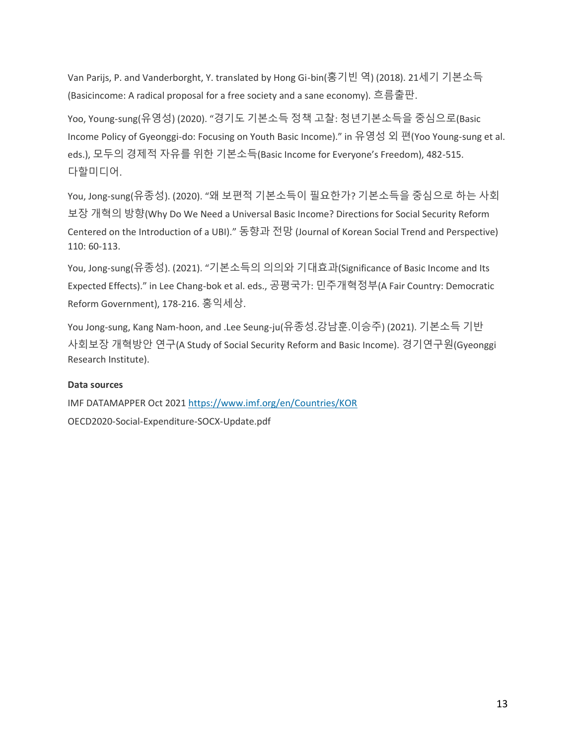Van Parijs, P. and Vanderborght, Y. translated by Hong Gi-bin(홍기빈 역) (2018). 21세기 기본소득 (Basicincome: A radical proposal for a free society and a sane economy). 흐름출판.

Yoo, Young-sung(유영성) (2020). "경기도 기본소득 정책 고찰: 청년기본소득을 중심으로(Basic Income Policy of Gyeonggi-do: Focusing on Youth Basic Income)." in 유영성 외 편(Yoo Young-sung et al. eds.), 모두의 경제적 자유를 위한 기본소득(Basic Income for Everyone's Freedom), 482-515. 다할미디어.

You, Jong-sung(유종성). (2020). "왜 보편적 기본소득이 필요한가? 기본소득을 중심으로 하는 사회보장 개혁의 방향(Why Do We Need a Universal Basic Income? Directions for Social Security Reform Centered on the Introduction of a UBI)." 동향과 전망 (Journal of Korean Social Trend and Perspective) 110: 60-113.

You, Jong-sung(유종성). (2021). "기본소득의 의의와 기대효과(Significance of Basic Income and Its Expected Effects)." in Lee Chang-bok et al. eds., 공평국가: 민주개혁정부(A Fair Country: Democratic Reform Government), 178-216. 홍익세상.

You Jong-sung, Kang Nam-hoon, and .Lee Seung-ju(유종성.강남훈.이승주) (2021). 기본소득 기반 사회보장 개혁방안 연구(A Study of Social Security Reform and Basic Income). 경기연구원(Gyeonggi Research Institute).

**Data sources**

IMF DATAMAPPER Oct 2021 https://www.imf.org/en/Countries/KOR

OECD2020-Social-Expenditure-SOCX-Update.pdf